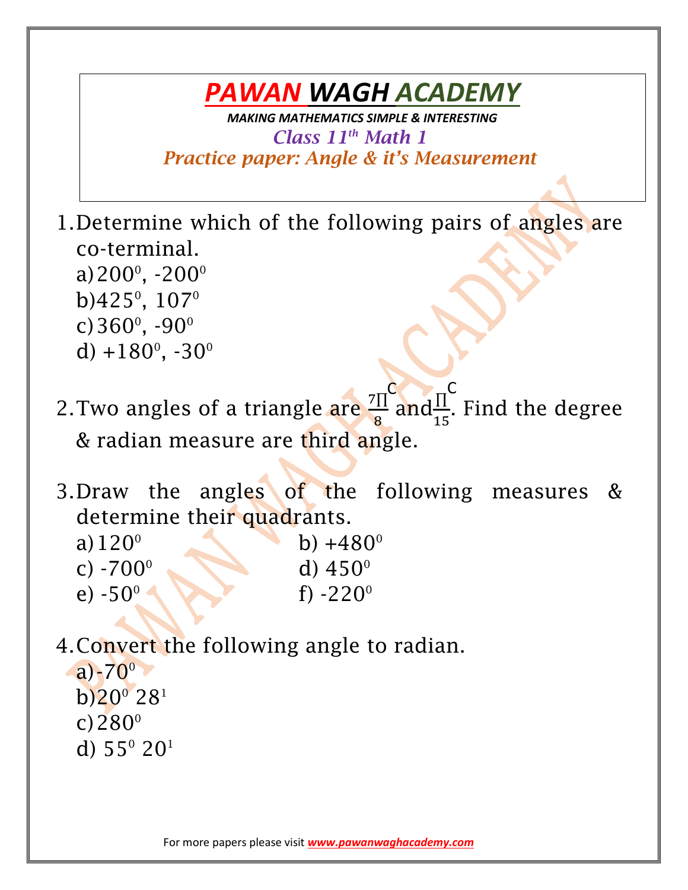# PAWAN WAGH ACADEMY

***MAKING MATHEMATICS SIMPLE & INTERESTING***

***Class 11th Math 1***

***Practice paper: Angle & it's Measurement***

1. Determine which of the following pairs of angles are co-terminal.
   a) $200^0$, $-200^0$
   b) $425^0$, $107^0$
   c) $360^0$, $-90^0$
   d) $+180^0$, $-30^0$

2. Two angles of a triangle are $\frac{7\Pi}{8}^C$ and $\frac{\Pi}{15}^C$. Find the degree & radian measure are third angle.

3. Draw the angles of the following measures & determine their quadrants.
   a) $120^0$
   b) $+480^0$
   c) $-700^0$
   d) $450^0$
   e) $-50^0$
   f) $-220^0$

4. Convert the following angle to radian.
   a) $-70^0$
   b) $20^0\ 28^1$
   c) $280^0$
   d) $55^0\ 20^1$

For more papers please visit ***www.pawanwaghacademy.com***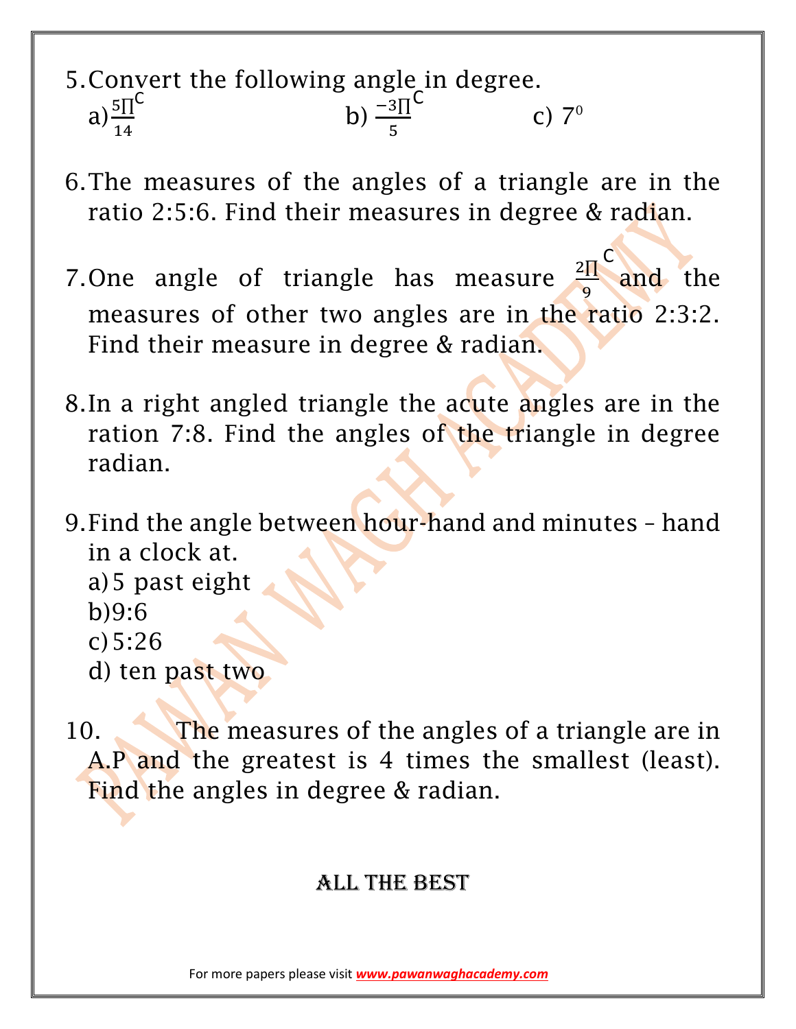5. Convert the following angle in degree.

   a) $\frac{5\Pi}{14}^{C}$ b) $\frac{-3\Pi}{5}^{C}$ c) $7^{0}$

6. The measures of the angles of a triangle are in the ratio 2:5:6. Find their measures in degree & radian.

7. One angle of triangle has measure $\frac{2\Pi}{9}^{C}$ and the measures of other two angles are in the ratio 2:3:2. Find their measure in degree & radian.

8. In a right angled triangle the acute angles are in the ration 7:8. Find the angles of the triangle in degree radian.

9. Find the angle between hour-hand and minutes – hand in a clock at.

   a) 5 past eight

   b) 9:6

   c) 5:26

   d) ten past two

10. The measures of the angles of a triangle are in A.P and the greatest is 4 times the smallest (least). Find the angles in degree & radian.

**ALL THE BEST**

For more papers please visit www.pawanwaghacademy.com